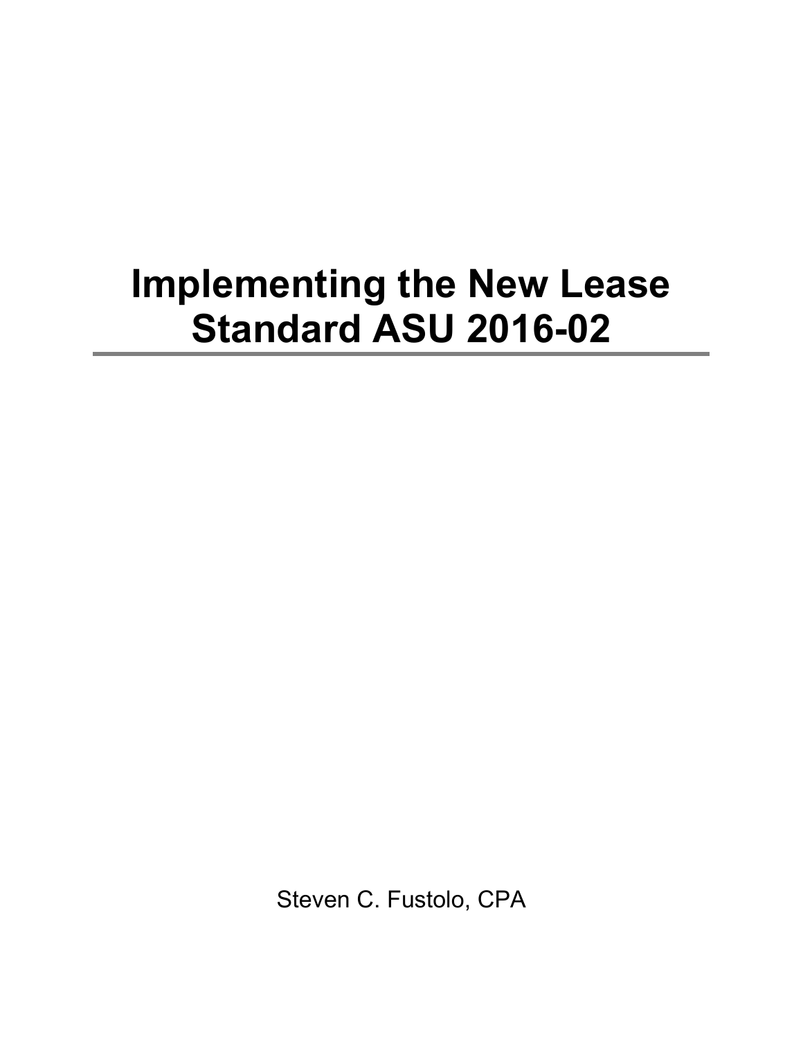# Implementing the New Lease Standard ASU 2016-02

---

Steven C. Fustolo, CPA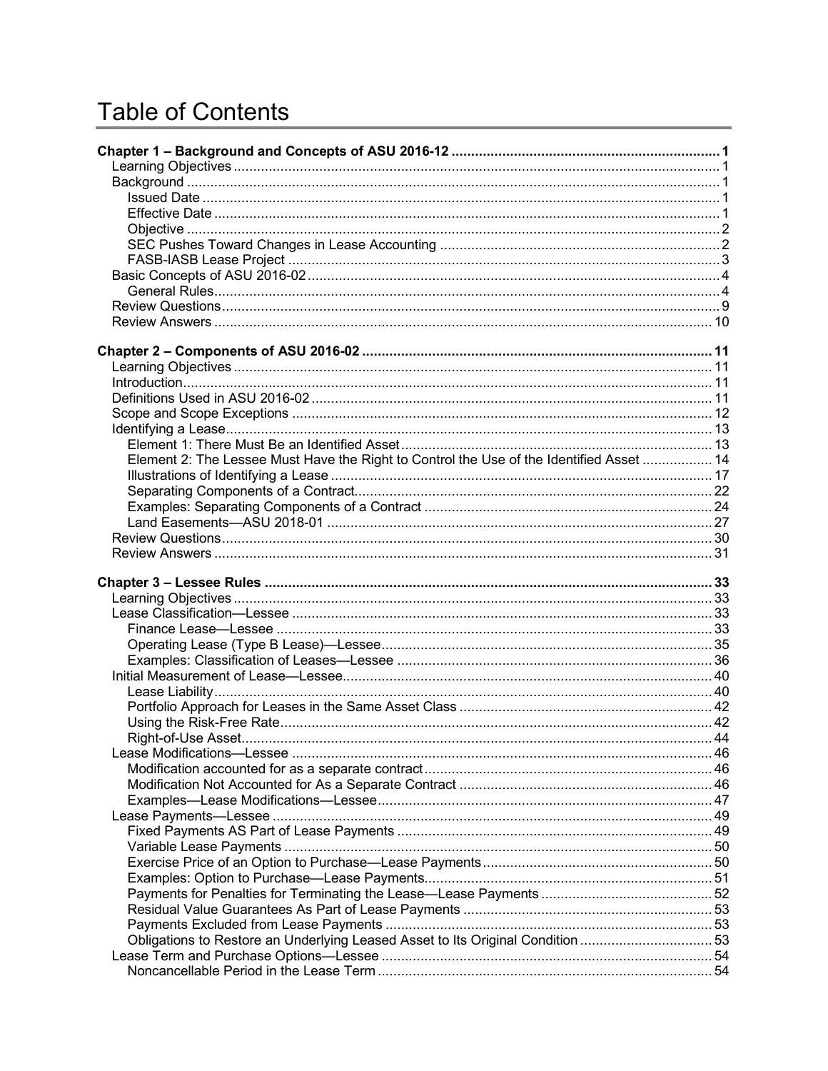# Table of Contents

**Chapter 1 – Background and Concepts of ASU 2016-12** ..... 1
- Learning Objectives ..... 1
- Background ..... 1
  - Issued Date ..... 1
  - Effective Date ..... 1
  - Objective ..... 2
  - SEC Pushes Toward Changes in Lease Accounting ..... 2
  - FASB-IASB Lease Project ..... 3
- Basic Concepts of ASU 2016-02 ..... 4
  - General Rules ..... 4
- Review Questions ..... 9
- Review Answers ..... 10

**Chapter 2 – Components of ASU 2016-02** ..... 11
- Learning Objectives ..... 11
- Introduction ..... 11
- Definitions Used in ASU 2016-02 ..... 11
- Scope and Scope Exceptions ..... 12
- Identifying a Lease ..... 13
  - Element 1: There Must Be an Identified Asset ..... 13
  - Element 2: The Lessee Must Have the Right to Control the Use of the Identified Asset ..... 14
  - Illustrations of Identifying a Lease ..... 17
  - Separating Components of a Contract ..... 22
  - Examples: Separating Components of a Contract ..... 24
  - Land Easements—ASU 2018-01 ..... 27
- Review Questions ..... 30
- Review Answers ..... 31

**Chapter 3 – Lessee Rules** ..... 33
- Learning Objectives ..... 33
- Lease Classification—Lessee ..... 33
  - Finance Lease—Lessee ..... 33
  - Operating Lease (Type B Lease)—Lessee ..... 35
  - Examples: Classification of Leases—Lessee ..... 36
- Initial Measurement of Lease—Lessee ..... 40
  - Lease Liability ..... 40
  - Portfolio Approach for Leases in the Same Asset Class ..... 42
  - Using the Risk-Free Rate ..... 42
  - Right-of-Use Asset ..... 44
- Lease Modifications—Lessee ..... 46
  - Modification accounted for as a separate contract ..... 46
  - Modification Not Accounted for As a Separate Contract ..... 46
  - Examples—Lease Modifications—Lessee ..... 47
- Lease Payments—Lessee ..... 49
  - Fixed Payments AS Part of Lease Payments ..... 49
  - Variable Lease Payments ..... 50
  - Exercise Price of an Option to Purchase—Lease Payments ..... 50
  - Examples: Option to Purchase—Lease Payments ..... 51
  - Payments for Penalties for Terminating the Lease—Lease Payments ..... 52
  - Residual Value Guarantees As Part of Lease Payments ..... 53
  - Payments Excluded from Lease Payments ..... 53
  - Obligations to Restore an Underlying Leased Asset to Its Original Condition ..... 53
- Lease Term and Purchase Options—Lessee ..... 54
  - Noncancellable Period in the Lease Term ..... 54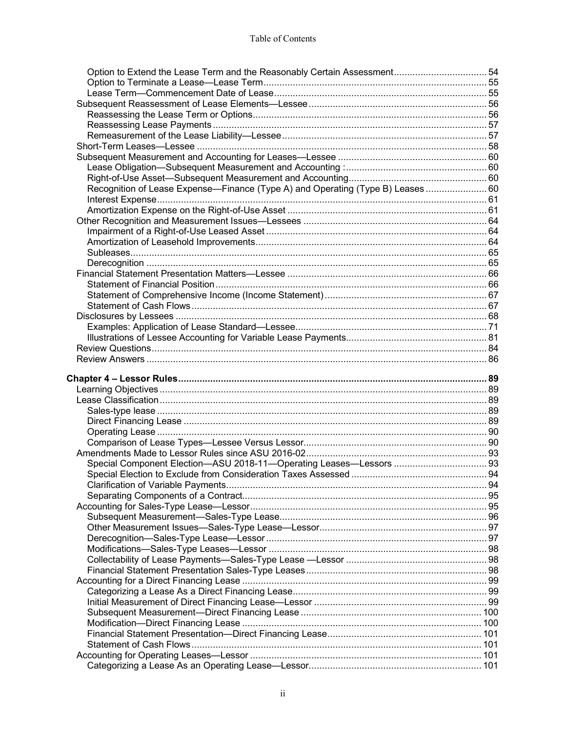- Option to Extend the Lease Term and the Reasonably Certain Assessment .... 54
- Option to Terminate a Lease—Lease Term .... 55
- Lease Term—Commencement Date of Lease .... 55

Subsequent Reassessment of Lease Elements—Lessee .... 56
- Reassessing the Lease Term or Options .... 56
- Reassessing Lease Payments .... 57
- Remeasurement of the Lease Liability—Lessee .... 57

Short-Term Leases—Lessee .... 58

Subsequent Measurement and Accounting for Leases—Lessee .... 60
- Lease Obligation—Subsequent Measurement and Accounting : .... 60
- Right-of-Use Asset—Subsequent Measurement and Accounting .... 60
- Recognition of Lease Expense—Finance (Type A) and Operating (Type B) Leases .... 60
- Interest Expense .... 61
- Amortization Expense on the Right-of-Use Asset .... 61

Other Recognition and Measurement Issues—Lessees .... 64
- Impairment of a Right-of-Use Leased Asset .... 64
- Amortization of Leasehold Improvements .... 64
- Subleases .... 65
- Derecognition .... 65

Financial Statement Presentation Matters—Lessee .... 66
- Statement of Financial Position .... 66
- Statement of Comprehensive Income (Income Statement) .... 67
- Statement of Cash Flows .... 67

Disclosures by Lessees .... 68
- Examples: Application of Lease Standard—Lessee .... 71
- Illustrations of Lessee Accounting for Variable Lease Payments .... 81

Review Questions .... 84

Review Answers .... 86

**Chapter 4 – Lessor Rules .... 89**

Learning Objectives .... 89

Lease Classification .... 89
- Sales-type lease .... 89
- Direct Financing Lease .... 89
- Operating Lease .... 90
- Comparison of Lease Types—Lessee Versus Lessor .... 90

Amendments Made to Lessor Rules since ASU 2016-02 .... 93
- Special Component Election—ASU 2018-11—Operating Leases—Lessors .... 93
- Special Election to Exclude from Consideration Taxes Assessed .... 94
- Clarification of Variable Payments .... 94
- Separating Components of a Contract .... 95

Accounting for Sales-Type Lease—Lessor .... 95
- Subsequent Measurement—Sales-Type Lease .... 96
- Other Measurement Issues—Sales-Type Lease—Lessor .... 97
- Derecognition—Sales-Type Lease—Lessor .... 97
- Modifications—Sales-Type Leases—Lessor .... 98
- Collectability of Lease Payments—Sales-Type Lease —Lessor .... 98
- Financial Statement Presentation Sales-Type Leases .... 98

Accounting for a Direct Financing Lease .... 99
- Categorizing a Lease As a Direct Financing Lease .... 99
- Initial Measurement of Direct Financing Lease—Lessor .... 99
- Subsequent Measurement—Direct Financing Lease .... 100
- Modification—Direct Financing Lease .... 100
- Financial Statement Presentation—Direct Financing Lease .... 101
- Statement of Cash Flows .... 101

Accounting for Operating Leases—Lessor .... 101
- Categorizing a Lease As an Operating Lease—Lessor .... 101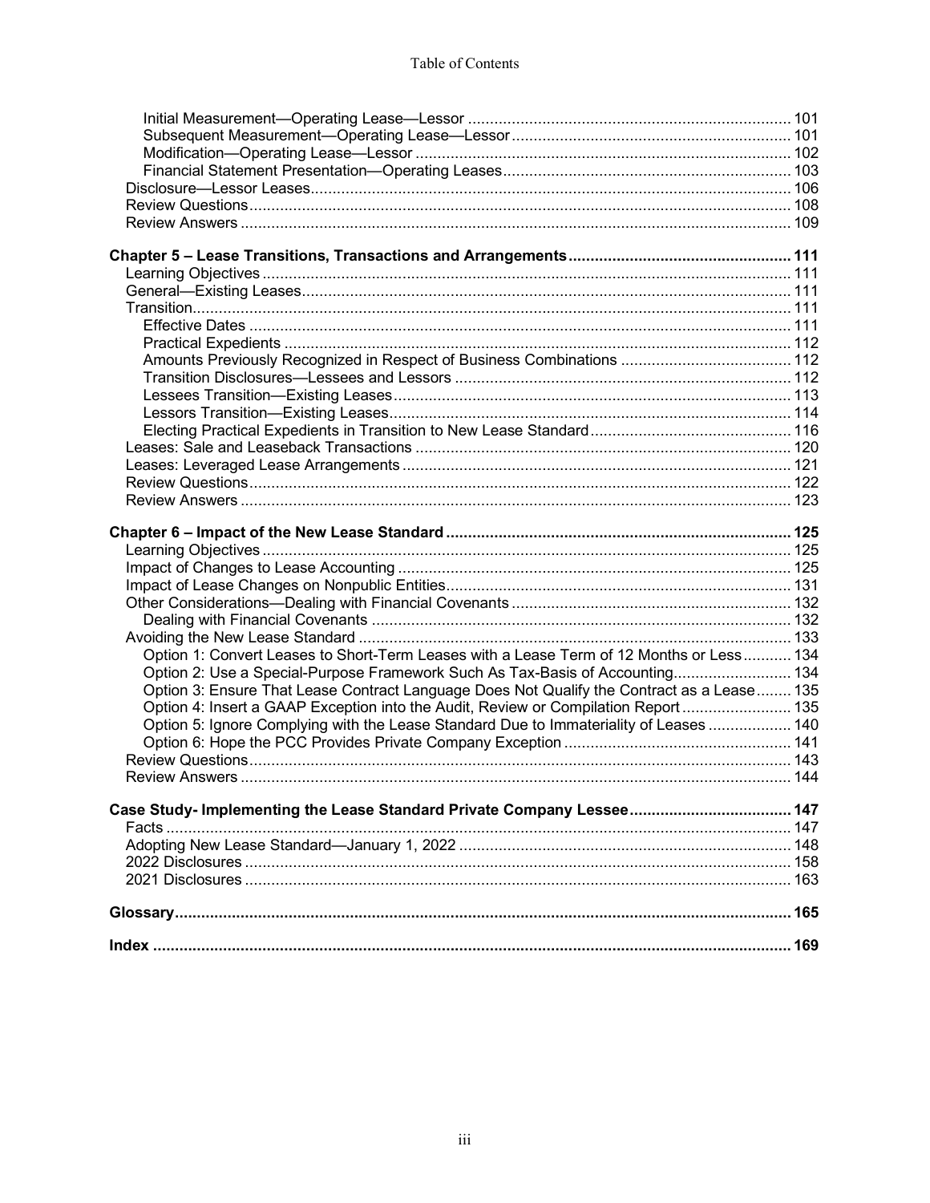Initial Measurement—Operating Lease—Lessor ........................................................................ 101
Subsequent Measurement—Operating Lease—Lessor ............................................................... 101
Modification—Operating Lease—Lessor .................................................................................... 102
Financial Statement Presentation—Operating Leases ................................................................ 103
Disclosure—Lessor Leases ............................................................................................................ 106
Review Questions .......................................................................................................................... 108
Review Answers ............................................................................................................................ 109

**Chapter 5 – Lease Transitions, Transactions and Arrangements ................................................ 111**
Learning Objectives ....................................................................................................................... 111
General—Existing Leases .............................................................................................................. 111
Transition ....................................................................................................................................... 111
Effective Dates .............................................................................................................................. 111
Practical Expedients ...................................................................................................................... 112
Amounts Previously Recognized in Respect of Business Combinations ...................................... 112
Transition Disclosures—Lessees and Lessors ............................................................................... 112
Lessees Transition—Existing Leases ............................................................................................. 113
Lessors Transition—Existing Leases .............................................................................................. 114
Electing Practical Expedients in Transition to New Lease Standard ............................................. 116
Leases: Sale and Leaseback Transactions ..................................................................................... 120
Leases: Leveraged Lease Arrangements ....................................................................................... 121
Review Questions .......................................................................................................................... 122
Review Answers ............................................................................................................................ 123

**Chapter 6 – Impact of the New Lease Standard ............................................................................ 125**
Learning Objectives ....................................................................................................................... 125
Impact of Changes to Lease Accounting ........................................................................................ 125
Impact of Lease Changes on Nonpublic Entities ............................................................................. 131
Other Considerations—Dealing with Financial Covenants ............................................................. 132
Dealing with Financial Covenants .................................................................................................. 132
Avoiding the New Lease Standard ................................................................................................. 133
Option 1: Convert Leases to Short-Term Leases with a Lease Term of 12 Months or Less ........... 134
Option 2: Use a Special-Purpose Framework Such As Tax-Basis of Accounting ........................... 134
Option 3: Ensure That Lease Contract Language Does Not Qualify the Contract as a Lease ........ 135
Option 4: Insert a GAAP Exception into the Audit, Review or Compilation Report ......................... 135
Option 5: Ignore Complying with the Lease Standard Due to Immateriality of Leases ................... 140
Option 6: Hope the PCC Provides Private Company Exception .................................................... 141
Review Questions .......................................................................................................................... 143
Review Answers ............................................................................................................................ 144

**Case Study- Implementing the Lease Standard Private Company Lessee .................................... 147**
Facts .............................................................................................................................................. 147
Adopting New Lease Standard—January 1, 2022 .......................................................................... 148
2022 Disclosures ............................................................................................................................ 158
2021 Disclosures ............................................................................................................................ 163

**Glossary ......................................................................................................................................... 165**

**Index .............................................................................................................................................. 169**